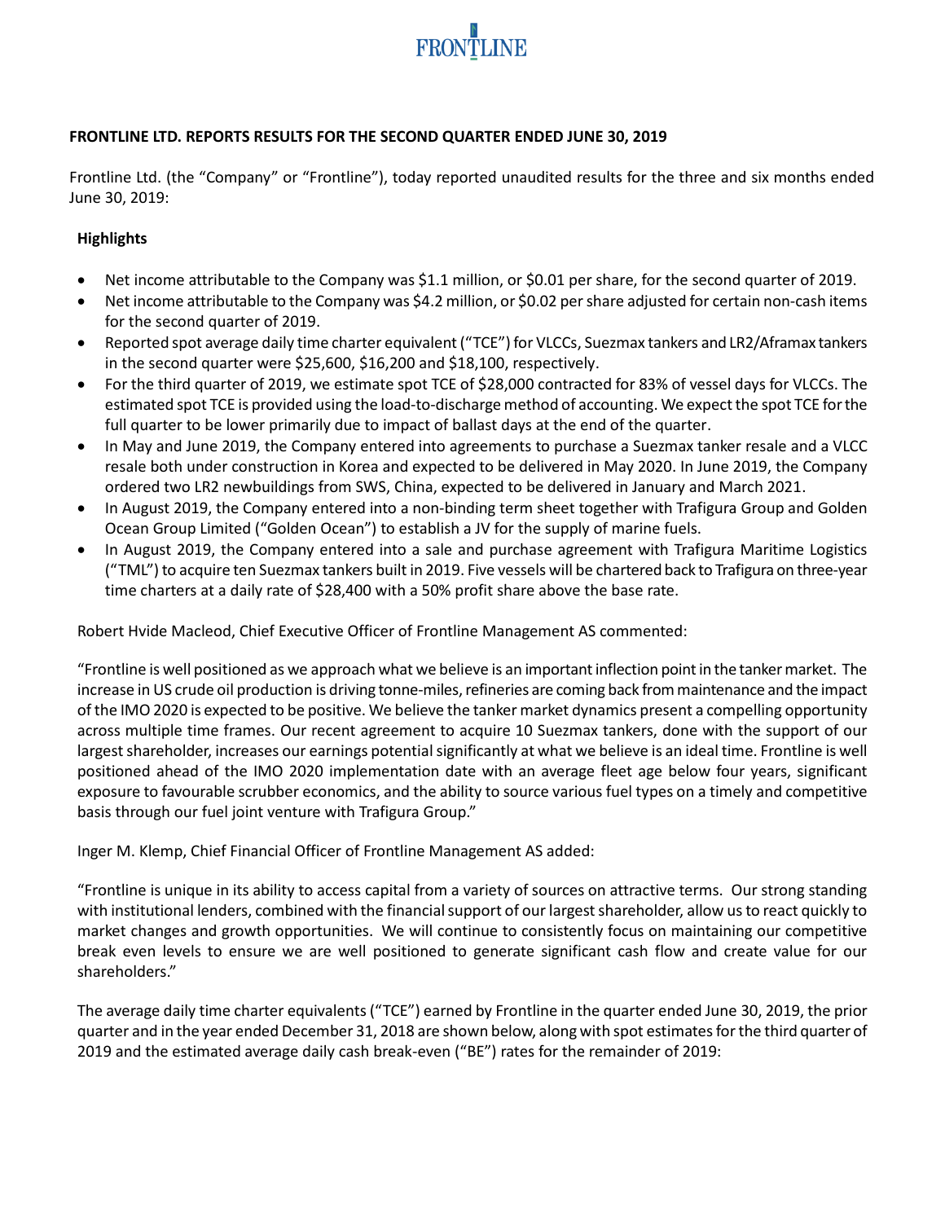# FRONTLINE LTD. REPORTS RESULTS FOR THE SECOND QUARTER ENDED JUNE 30, 2019

Frontline Ltd. (the "Company" or "Frontline"), today reported unaudited results for the three and six months ended June 30, 2019:

## Highlights

- Net income attributable to the Company was $1.1 million, or $0.01 per share, for the second quarter of 2019.
- Net income attributable to the Company was $4.2 million, or $0.02 per share adjusted for certain non-cash items for the second quarter of 2019.
- Reported spot average daily time charter equivalent ("TCE") for VLCCs, Suezmax tankers and LR2/Aframax tankers in the second quarter were $25,600, $16,200 and $18,100, respectively.
- For the third quarter of 2019, we estimate spot TCE of $28,000 contracted for 83% of vessel days for VLCCs. The estimated spot TCE is provided using the load-to-discharge method of accounting. We expect the spot TCE for the full quarter to be lower primarily due to impact of ballast days at the end of the quarter.
- In May and June 2019, the Company entered into agreements to purchase a Suezmax tanker resale and a VLCC resale both under construction in Korea and expected to be delivered in May 2020. In June 2019, the Company ordered two LR2 newbuildings from SWS, China, expected to be delivered in January and March 2021.
- In August 2019, the Company entered into a non-binding term sheet together with Trafigura Group and Golden Ocean Group Limited ("Golden Ocean") to establish a JV for the supply of marine fuels.
- In August 2019, the Company entered into a sale and purchase agreement with Trafigura Maritime Logistics ("TML") to acquire ten Suezmax tankers built in 2019. Five vessels will be chartered back to Trafigura on three-year time charters at a daily rate of $28,400 with a 50% profit share above the base rate.

Robert Hvide Macleod, Chief Executive Officer of Frontline Management AS commented:

"Frontline is well positioned as we approach what we believe is an important inflection point in the tanker market. The increase in US crude oil production is driving tonne-miles, refineries are coming back from maintenance and the impact of the IMO 2020 is expected to be positive. We believe the tanker market dynamics present a compelling opportunity across multiple time frames. Our recent agreement to acquire 10 Suezmax tankers, done with the support of our largest shareholder, increases our earnings potential significantly at what we believe is an ideal time. Frontline is well positioned ahead of the IMO 2020 implementation date with an average fleet age below four years, significant exposure to favourable scrubber economics, and the ability to source various fuel types on a timely and competitive basis through our fuel joint venture with Trafigura Group."

Inger M. Klemp, Chief Financial Officer of Frontline Management AS added:

"Frontline is unique in its ability to access capital from a variety of sources on attractive terms. Our strong standing with institutional lenders, combined with the financial support of our largest shareholder, allow us to react quickly to market changes and growth opportunities. We will continue to consistently focus on maintaining our competitive break even levels to ensure we are well positioned to generate significant cash flow and create value for our shareholders."

The average daily time charter equivalents ("TCE") earned by Frontline in the quarter ended June 30, 2019, the prior quarter and in the year ended December 31, 2018 are shown below, along with spot estimates for the third quarter of 2019 and the estimated average daily cash break-even ("BE") rates for the remainder of 2019: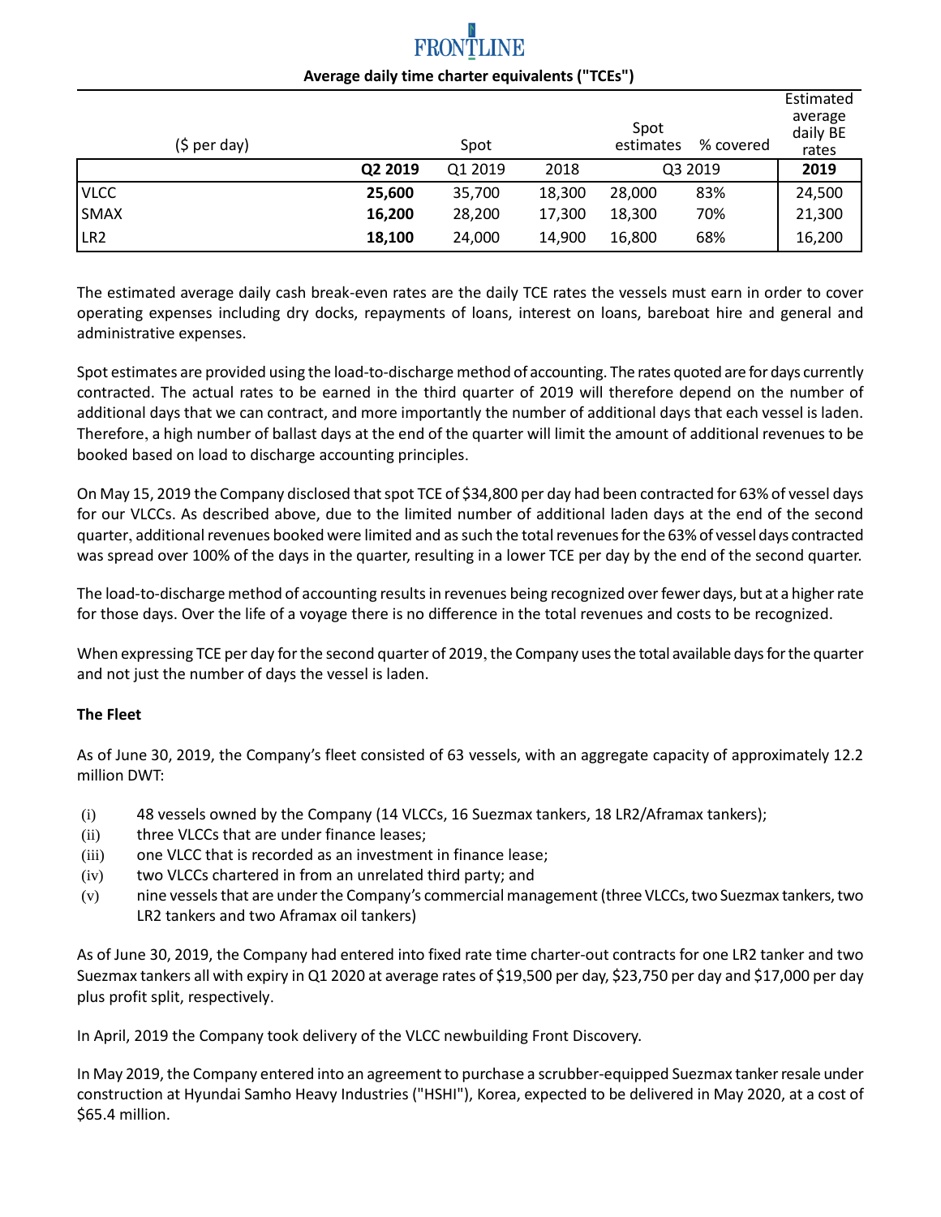FRONTLINE

**Average daily time charter equivalents ("TCEs")**

| ($ per day) | | Spot | | Spot estimates | % covered | Estimated average daily BE rates |
|---|---|---|---|---|---|---|
| | **Q2 2019** | Q1 2019 | 2018 | Q3 2019 | | **2019** |
| VLCC | **25,600** | 35,700 | 18,300 | 28,000 | 83% | 24,500 |
| SMAX | **16,200** | 28,200 | 17,300 | 18,300 | 70% | 21,300 |
| LR2 | **18,100** | 24,000 | 14,900 | 16,800 | 68% | 16,200 |

The estimated average daily cash break-even rates are the daily TCE rates the vessels must earn in order to cover operating expenses including dry docks, repayments of loans, interest on loans, bareboat hire and general and administrative expenses.

Spot estimates are provided using the load-to-discharge method of accounting. The rates quoted are for days currently contracted. The actual rates to be earned in the third quarter of 2019 will therefore depend on the number of additional days that we can contract, and more importantly the number of additional days that each vessel is laden. Therefore, a high number of ballast days at the end of the quarter will limit the amount of additional revenues to be booked based on load to discharge accounting principles.

On May 15, 2019 the Company disclosed that spot TCE of $34,800 per day had been contracted for 63% of vessel days for our VLCCs. As described above, due to the limited number of additional laden days at the end of the second quarter, additional revenues booked were limited and as such the total revenues for the 63% of vessel days contracted was spread over 100% of the days in the quarter, resulting in a lower TCE per day by the end of the second quarter.

The load-to-discharge method of accounting results in revenues being recognized over fewer days, but at a higher rate for those days. Over the life of a voyage there is no difference in the total revenues and costs to be recognized.

When expressing TCE per day for the second quarter of 2019, the Company uses the total available days for the quarter and not just the number of days the vessel is laden.

**The Fleet**

As of June 30, 2019, the Company's fleet consisted of 63 vessels, with an aggregate capacity of approximately 12.2 million DWT:

(i) 48 vessels owned by the Company (14 VLCCs, 16 Suezmax tankers, 18 LR2/Aframax tankers);
(ii) three VLCCs that are under finance leases;
(iii) one VLCC that is recorded as an investment in finance lease;
(iv) two VLCCs chartered in from an unrelated third party; and
(v) nine vessels that are under the Company's commercial management (three VLCCs, two Suezmax tankers, two LR2 tankers and two Aframax oil tankers)

As of June 30, 2019, the Company had entered into fixed rate time charter-out contracts for one LR2 tanker and two Suezmax tankers all with expiry in Q1 2020 at average rates of $19,500 per day, $23,750 per day and $17,000 per day plus profit split, respectively.

In April, 2019 the Company took delivery of the VLCC newbuilding Front Discovery.

In May 2019, the Company entered into an agreement to purchase a scrubber-equipped Suezmax tanker resale under construction at Hyundai Samho Heavy Industries ("HSHI"), Korea, expected to be delivered in May 2020, at a cost of $65.4 million.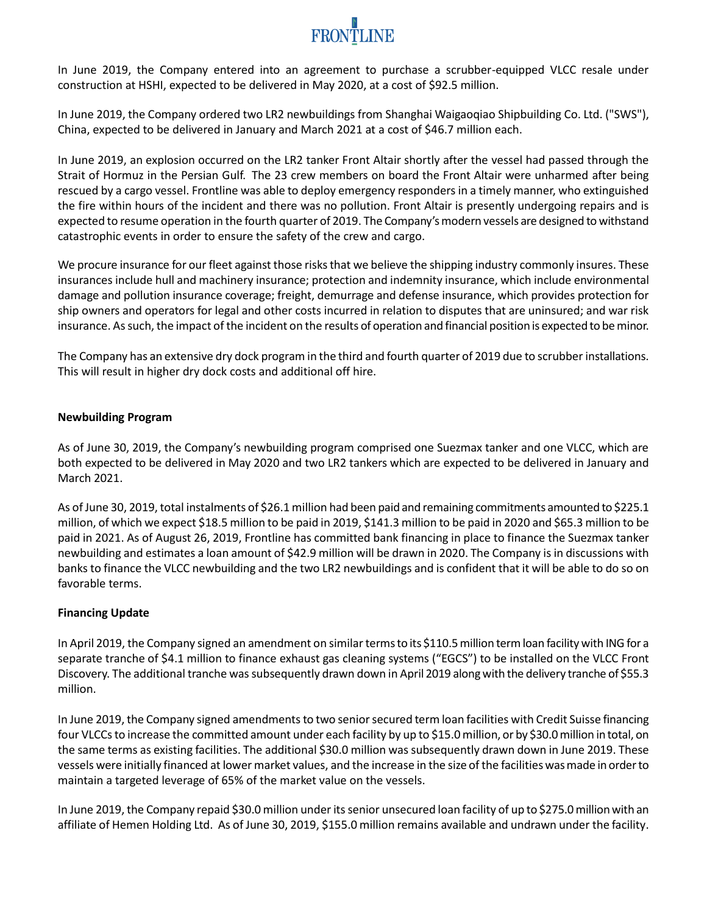In June 2019, the Company entered into an agreement to purchase a scrubber-equipped VLCC resale under construction at HSHI, expected to be delivered in May 2020, at a cost of $92.5 million.

In June 2019, the Company ordered two LR2 newbuildings from Shanghai Waigaoqiao Shipbuilding Co. Ltd. ("SWS"), China, expected to be delivered in January and March 2021 at a cost of $46.7 million each.

In June 2019, an explosion occurred on the LR2 tanker Front Altair shortly after the vessel had passed through the Strait of Hormuz in the Persian Gulf. The 23 crew members on board the Front Altair were unharmed after being rescued by a cargo vessel. Frontline was able to deploy emergency responders in a timely manner, who extinguished the fire within hours of the incident and there was no pollution. Front Altair is presently undergoing repairs and is expected to resume operation in the fourth quarter of 2019. The Company's modern vessels are designed to withstand catastrophic events in order to ensure the safety of the crew and cargo.

We procure insurance for our fleet against those risks that we believe the shipping industry commonly insures. These insurances include hull and machinery insurance; protection and indemnity insurance, which include environmental damage and pollution insurance coverage; freight, demurrage and defense insurance, which provides protection for ship owners and operators for legal and other costs incurred in relation to disputes that are uninsured; and war risk insurance. As such, the impact of the incident on the results of operation and financial position is expected to be minor.

The Company has an extensive dry dock program in the third and fourth quarter of 2019 due to scrubber installations. This will result in higher dry dock costs and additional off hire.

**Newbuilding Program**

As of June 30, 2019, the Company's newbuilding program comprised one Suezmax tanker and one VLCC, which are both expected to be delivered in May 2020 and two LR2 tankers which are expected to be delivered in January and March 2021.

As of June 30, 2019, total instalments of $26.1 million had been paid and remaining commitments amounted to $225.1 million, of which we expect $18.5 million to be paid in 2019, $141.3 million to be paid in 2020 and $65.3 million to be paid in 2021. As of August 26, 2019, Frontline has committed bank financing in place to finance the Suezmax tanker newbuilding and estimates a loan amount of $42.9 million will be drawn in 2020. The Company is in discussions with banks to finance the VLCC newbuilding and the two LR2 newbuildings and is confident that it will be able to do so on favorable terms.

**Financing Update**

In April 2019, the Company signed an amendment on similar terms to its $110.5 million term loan facility with ING for a separate tranche of $4.1 million to finance exhaust gas cleaning systems ("EGCS") to be installed on the VLCC Front Discovery. The additional tranche was subsequently drawn down in April 2019 along with the delivery tranche of $55.3 million.

In June 2019, the Company signed amendments to two senior secured term loan facilities with Credit Suisse financing four VLCCs to increase the committed amount under each facility by up to $15.0 million, or by $30.0 million in total, on the same terms as existing facilities. The additional $30.0 million was subsequently drawn down in June 2019. These vessels were initially financed at lower market values, and the increase in the size of the facilities was made in order to maintain a targeted leverage of 65% of the market value on the vessels.

In June 2019, the Company repaid $30.0 million under its senior unsecured loan facility of up to $275.0 million with an affiliate of Hemen Holding Ltd. As of June 30, 2019, $155.0 million remains available and undrawn under the facility.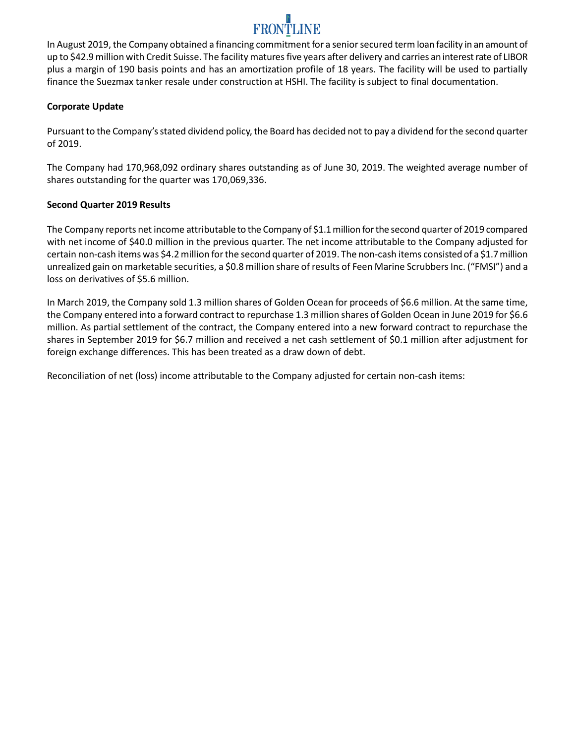In August 2019, the Company obtained a financing commitment for a senior secured term loan facility in an amount of up to $42.9 million with Credit Suisse. The facility matures five years after delivery and carries an interest rate of LIBOR plus a margin of 190 basis points and has an amortization profile of 18 years. The facility will be used to partially finance the Suezmax tanker resale under construction at HSHI. The facility is subject to final documentation.

**Corporate Update**

Pursuant to the Company's stated dividend policy, the Board has decided not to pay a dividend for the second quarter of 2019.

The Company had 170,968,092 ordinary shares outstanding as of June 30, 2019. The weighted average number of shares outstanding for the quarter was 170,069,336.

**Second Quarter 2019 Results**

The Company reports net income attributable to the Company of $1.1 million for the second quarter of 2019 compared with net income of $40.0 million in the previous quarter. The net income attributable to the Company adjusted for certain non-cash items was $4.2 million for the second quarter of 2019. The non-cash items consisted of a $1.7 million unrealized gain on marketable securities, a $0.8 million share of results of Feen Marine Scrubbers Inc. ("FMSI") and a loss on derivatives of $5.6 million.

In March 2019, the Company sold 1.3 million shares of Golden Ocean for proceeds of $6.6 million. At the same time, the Company entered into a forward contract to repurchase 1.3 million shares of Golden Ocean in June 2019 for $6.6 million. As partial settlement of the contract, the Company entered into a new forward contract to repurchase the shares in September 2019 for $6.7 million and received a net cash settlement of $0.1 million after adjustment for foreign exchange differences. This has been treated as a draw down of debt.

Reconciliation of net (loss) income attributable to the Company adjusted for certain non-cash items: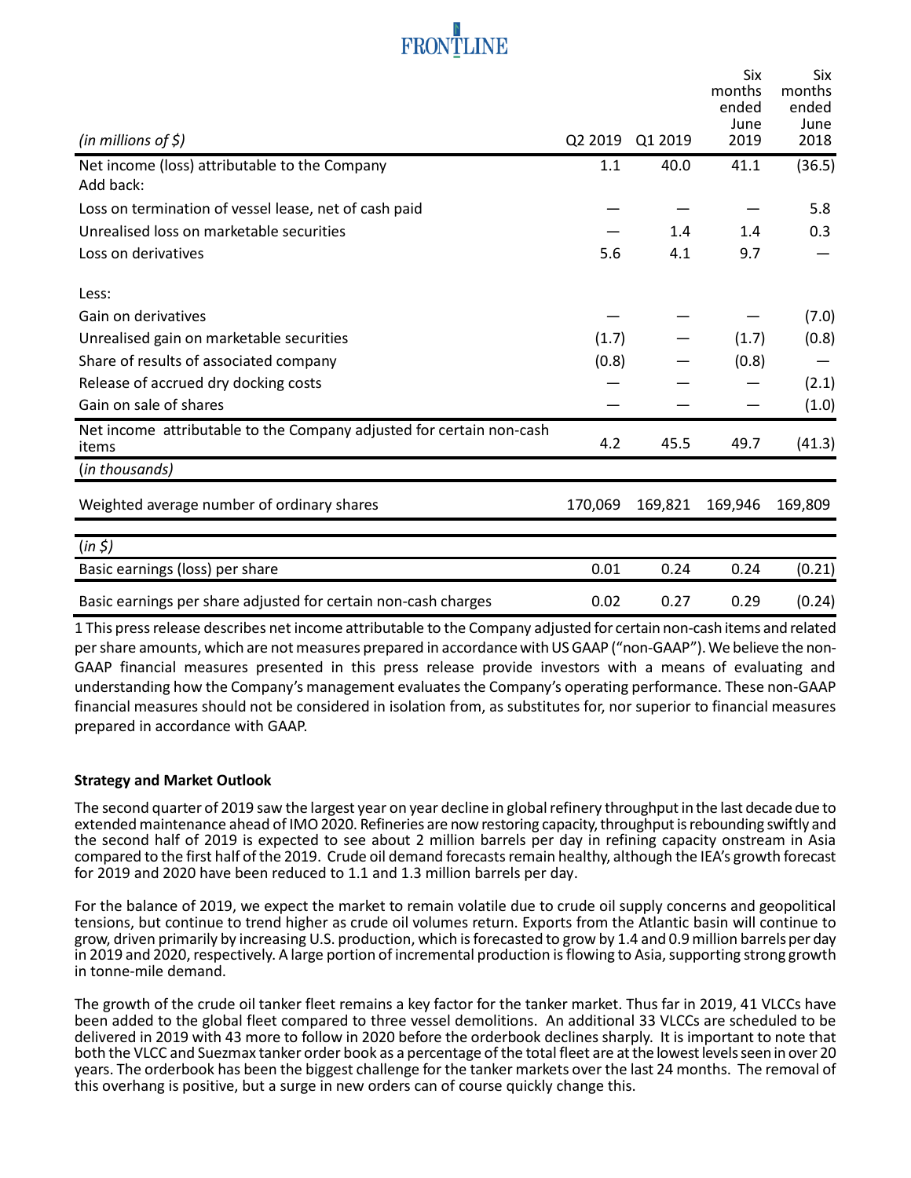| (in millions of $) | Q2 2019 | Q1 2019 | Six months ended June 2019 | Six months ended June 2018 |
|---|---|---|---|---|
| Net income (loss) attributable to the Company | 1.1 | 40.0 | 41.1 | (36.5) |
| Add back: | | | | |
| Loss on termination of vessel lease, net of cash paid | — | — | — | 5.8 |
| Unrealised loss on marketable securities | — | 1.4 | 1.4 | 0.3 |
| Loss on derivatives | 5.6 | 4.1 | 9.7 | — |
| Less: | | | | |
| Gain on derivatives | — | — | — | (7.0) |
| Unrealised gain on marketable securities | (1.7) | — | (1.7) | (0.8) |
| Share of results of associated company | (0.8) | — | (0.8) | — |
| Release of accrued dry docking costs | — | — | — | (2.1) |
| Gain on sale of shares | — | — | — | (1.0) |
| Net income attributable to the Company adjusted for certain non-cash items | 4.2 | 45.5 | 49.7 | (41.3) |
| (in thousands) | | | | |
| Weighted average number of ordinary shares | 170,069 | 169,821 | 169,946 | 169,809 |
| (in $) | | | | |
| Basic earnings (loss) per share | 0.01 | 0.24 | 0.24 | (0.21) |
| Basic earnings per share adjusted for certain non-cash charges | 0.02 | 0.27 | 0.29 | (0.24) |

1 This press release describes net income attributable to the Company adjusted for certain non-cash items and related per share amounts, which are not measures prepared in accordance with US GAAP ("non-GAAP"). We believe the non-GAAP financial measures presented in this press release provide investors with a means of evaluating and understanding how the Company's management evaluates the Company's operating performance. These non-GAAP financial measures should not be considered in isolation from, as substitutes for, nor superior to financial measures prepared in accordance with GAAP.

**Strategy and Market Outlook**

The second quarter of 2019 saw the largest year on year decline in global refinery throughput in the last decade due to extended maintenance ahead of IMO 2020. Refineries are now restoring capacity, throughput is rebounding swiftly and the second half of 2019 is expected to see about 2 million barrels per day in refining capacity onstream in Asia compared to the first half of the 2019. Crude oil demand forecasts remain healthy, although the IEA's growth forecast for 2019 and 2020 have been reduced to 1.1 and 1.3 million barrels per day.

For the balance of 2019, we expect the market to remain volatile due to crude oil supply concerns and geopolitical tensions, but continue to trend higher as crude oil volumes return. Exports from the Atlantic basin will continue to grow, driven primarily by increasing U.S. production, which is forecasted to grow by 1.4 and 0.9 million barrels per day in 2019 and 2020, respectively. A large portion of incremental production is flowing to Asia, supporting strong growth in tonne-mile demand.

The growth of the crude oil tanker fleet remains a key factor for the tanker market. Thus far in 2019, 41 VLCCs have been added to the global fleet compared to three vessel demolitions. An additional 33 VLCCs are scheduled to be delivered in 2019 with 43 more to follow in 2020 before the orderbook declines sharply. It is important to note that both the VLCC and Suezmax tanker order book as a percentage of the total fleet are at the lowest levels seen in over 20 years. The orderbook has been the biggest challenge for the tanker markets over the last 24 months. The removal of this overhang is positive, but a surge in new orders can of course quickly change this.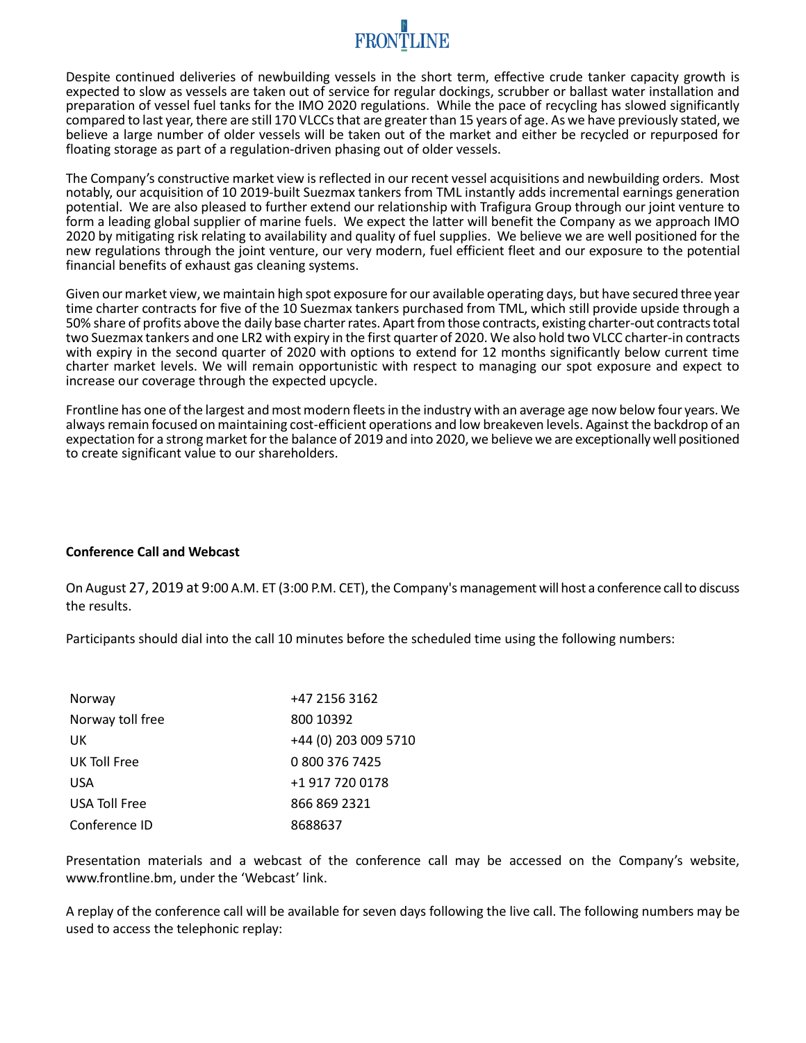Despite continued deliveries of newbuilding vessels in the short term, effective crude tanker capacity growth is expected to slow as vessels are taken out of service for regular dockings, scrubber or ballast water installation and preparation of vessel fuel tanks for the IMO 2020 regulations. While the pace of recycling has slowed significantly compared to last year, there are still 170 VLCCs that are greater than 15 years of age. As we have previously stated, we believe a large number of older vessels will be taken out of the market and either be recycled or repurposed for floating storage as part of a regulation-driven phasing out of older vessels.

The Company's constructive market view is reflected in our recent vessel acquisitions and newbuilding orders. Most notably, our acquisition of 10 2019-built Suezmax tankers from TML instantly adds incremental earnings generation potential. We are also pleased to further extend our relationship with Trafigura Group through our joint venture to form a leading global supplier of marine fuels. We expect the latter will benefit the Company as we approach IMO 2020 by mitigating risk relating to availability and quality of fuel supplies. We believe we are well positioned for the new regulations through the joint venture, our very modern, fuel efficient fleet and our exposure to the potential financial benefits of exhaust gas cleaning systems.

Given our market view, we maintain high spot exposure for our available operating days, but have secured three year time charter contracts for five of the 10 Suezmax tankers purchased from TML, which still provide upside through a 50% share of profits above the daily base charter rates. Apart from those contracts, existing charter-out contracts total two Suezmax tankers and one LR2 with expiry in the first quarter of 2020. We also hold two VLCC charter-in contracts with expiry in the second quarter of 2020 with options to extend for 12 months significantly below current time charter market levels. We will remain opportunistic with respect to managing our spot exposure and expect to increase our coverage through the expected upcycle.

Frontline has one of the largest and most modern fleets in the industry with an average age now below four years. We always remain focused on maintaining cost-efficient operations and low breakeven levels. Against the backdrop of an expectation for a strong market for the balance of 2019 and into 2020, we believe we are exceptionally well positioned to create significant value to our shareholders.

**Conference Call and Webcast**

On August 27, 2019 at 9:00 A.M. ET (3:00 P.M. CET), the Company's management will host a conference call to discuss the results.

Participants should dial into the call 10 minutes before the scheduled time using the following numbers:

| | |
|---|---|
| Norway | +47 2156 3162 |
| Norway toll free | 800 10392 |
| UK | +44 (0) 203 009 5710 |
| UK Toll Free | 0 800 376 7425 |
| USA | +1 917 720 0178 |
| USA Toll Free | 866 869 2321 |
| Conference ID | 8688637 |

Presentation materials and a webcast of the conference call may be accessed on the Company's website, www.frontline.bm, under the 'Webcast' link.

A replay of the conference call will be available for seven days following the live call. The following numbers may be used to access the telephonic replay: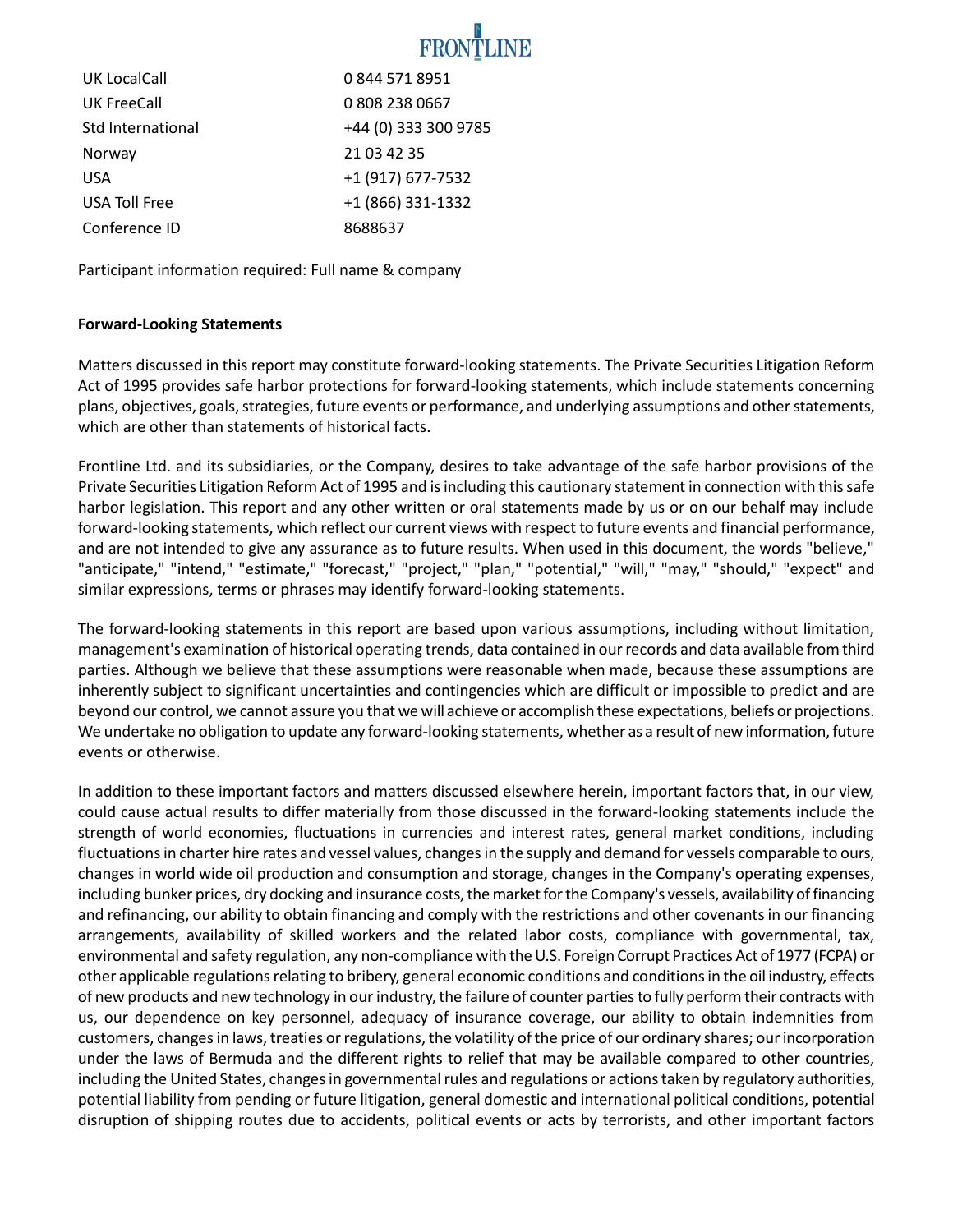| | |
|---|---|
| UK LocalCall | 0 844 571 8951 |
| UK FreeCall | 0 808 238 0667 |
| Std International | +44 (0) 333 300 9785 |
| Norway | 21 03 42 35 |
| USA | +1 (917) 677-7532 |
| USA Toll Free | +1 (866) 331-1332 |
| Conference ID | 8688637 |

Participant information required: Full name & company

**Forward-Looking Statements**

Matters discussed in this report may constitute forward-looking statements. The Private Securities Litigation Reform Act of 1995 provides safe harbor protections for forward-looking statements, which include statements concerning plans, objectives, goals, strategies, future events or performance, and underlying assumptions and other statements, which are other than statements of historical facts.

Frontline Ltd. and its subsidiaries, or the Company, desires to take advantage of the safe harbor provisions of the Private Securities Litigation Reform Act of 1995 and is including this cautionary statement in connection with this safe harbor legislation. This report and any other written or oral statements made by us or on our behalf may include forward-looking statements, which reflect our current views with respect to future events and financial performance, and are not intended to give any assurance as to future results. When used in this document, the words "believe," "anticipate," "intend," "estimate," "forecast," "project," "plan," "potential," "will," "may," "should," "expect" and similar expressions, terms or phrases may identify forward-looking statements.

The forward-looking statements in this report are based upon various assumptions, including without limitation, management's examination of historical operating trends, data contained in our records and data available from third parties. Although we believe that these assumptions were reasonable when made, because these assumptions are inherently subject to significant uncertainties and contingencies which are difficult or impossible to predict and are beyond our control, we cannot assure you that we will achieve or accomplish these expectations, beliefs or projections. We undertake no obligation to update any forward-looking statements, whether as a result of new information, future events or otherwise.

In addition to these important factors and matters discussed elsewhere herein, important factors that, in our view, could cause actual results to differ materially from those discussed in the forward-looking statements include the strength of world economies, fluctuations in currencies and interest rates, general market conditions, including fluctuations in charter hire rates and vessel values, changes in the supply and demand for vessels comparable to ours, changes in world wide oil production and consumption and storage, changes in the Company's operating expenses, including bunker prices, dry docking and insurance costs, the market for the Company's vessels, availability of financing and refinancing, our ability to obtain financing and comply with the restrictions and other covenants in our financing arrangements, availability of skilled workers and the related labor costs, compliance with governmental, tax, environmental and safety regulation, any non-compliance with the U.S. Foreign Corrupt Practices Act of 1977 (FCPA) or other applicable regulations relating to bribery, general economic conditions and conditions in the oil industry, effects of new products and new technology in our industry, the failure of counter parties to fully perform their contracts with us, our dependence on key personnel, adequacy of insurance coverage, our ability to obtain indemnities from customers, changes in laws, treaties or regulations, the volatility of the price of our ordinary shares; our incorporation under the laws of Bermuda and the different rights to relief that may be available compared to other countries, including the United States, changes in governmental rules and regulations or actions taken by regulatory authorities, potential liability from pending or future litigation, general domestic and international political conditions, potential disruption of shipping routes due to accidents, political events or acts by terrorists, and other important factors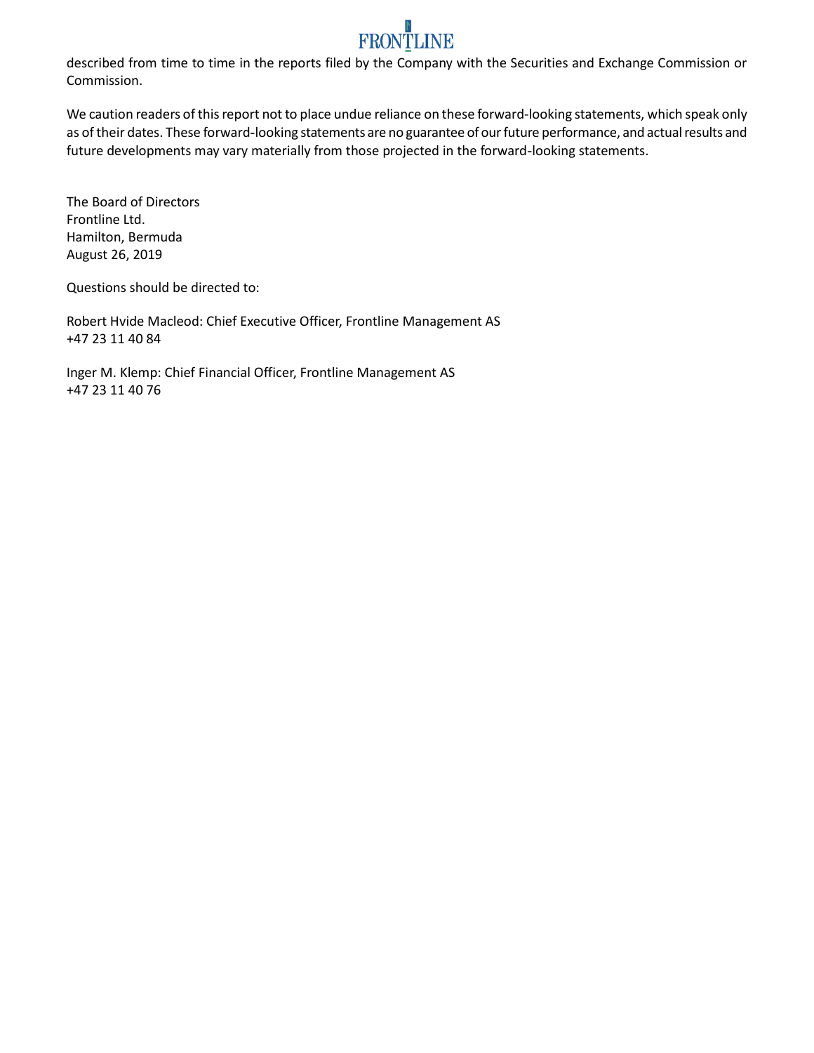described from time to time in the reports filed by the Company with the Securities and Exchange Commission or Commission.

We caution readers of this report not to place undue reliance on these forward-looking statements, which speak only as of their dates. These forward-looking statements are no guarantee of our future performance, and actual results and future developments may vary materially from those projected in the forward-looking statements.

The Board of Directors
Frontline Ltd.
Hamilton, Bermuda
August 26, 2019

Questions should be directed to:

Robert Hvide Macleod: Chief Executive Officer, Frontline Management AS
+47 23 11 40 84

Inger M. Klemp: Chief Financial Officer, Frontline Management AS
+47 23 11 40 76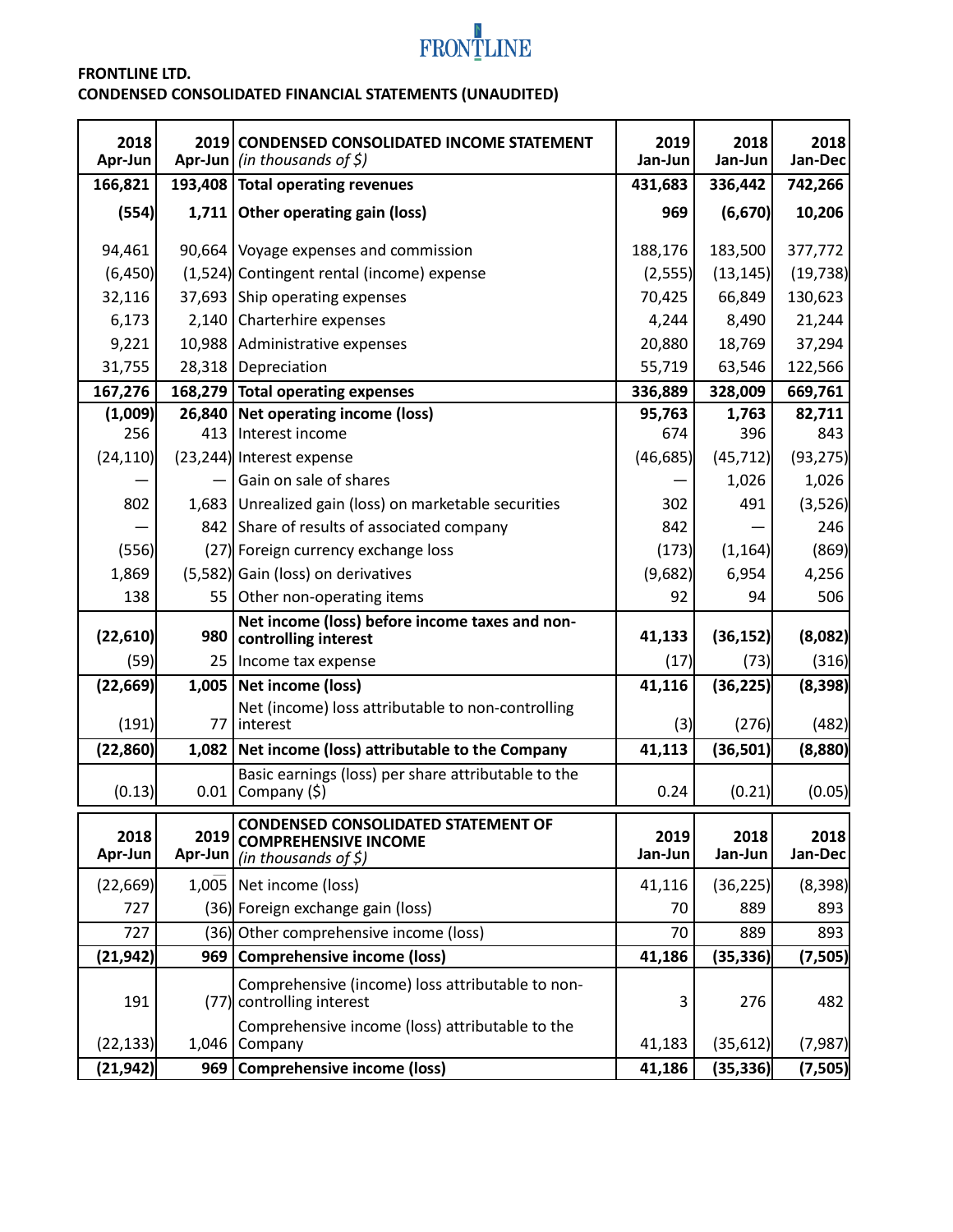FRONTLINE

**FRONTLINE LTD.**
**CONDENSED CONSOLIDATED FINANCIAL STATEMENTS (UNAUDITED)**

| 2018 Apr-Jun | 2019 Apr-Jun | CONDENSED CONSOLIDATED INCOME STATEMENT *(in thousands of $)* | 2019 Jan-Jun | 2018 Jan-Jun | 2018 Jan-Dec |
|---|---|---|---|---|---|
| **166,821** | **193,408** | **Total operating revenues** | **431,683** | **336,442** | **742,266** |
| **(554)** | **1,711** | **Other operating gain (loss)** | **969** | **(6,670)** | **10,206** |
| 94,461 | 90,664 | Voyage expenses and commission | 188,176 | 183,500 | 377,772 |
| (6,450) | (1,524) | Contingent rental (income) expense | (2,555) | (13,145) | (19,738) |
| 32,116 | 37,693 | Ship operating expenses | 70,425 | 66,849 | 130,623 |
| 6,173 | 2,140 | Charterhire expenses | 4,244 | 8,490 | 21,244 |
| 9,221 | 10,988 | Administrative expenses | 20,880 | 18,769 | 37,294 |
| 31,755 | 28,318 | Depreciation | 55,719 | 63,546 | 122,566 |
| **167,276** | **168,279** | **Total operating expenses** | **336,889** | **328,009** | **669,761** |
| **(1,009)** | **26,840** | **Net operating income (loss)** | **95,763** | **1,763** | **82,711** |
| 256 | 413 | Interest income | 674 | 396 | 843 |
| (24,110) | (23,244) | Interest expense | (46,685) | (45,712) | (93,275) |
| — | — | Gain on sale of shares | — | 1,026 | 1,026 |
| 802 | 1,683 | Unrealized gain (loss) on marketable securities | 302 | 491 | (3,526) |
| — | 842 | Share of results of associated company | 842 | — | 246 |
| (556) | (27) | Foreign currency exchange loss | (173) | (1,164) | (869) |
| 1,869 | (5,582) | Gain (loss) on derivatives | (9,682) | 6,954 | 4,256 |
| 138 | 55 | Other non-operating items | 92 | 94 | 506 |
| **(22,610)** | **980** | **Net income (loss) before income taxes and non-controlling interest** | **41,133** | **(36,152)** | **(8,082)** |
| (59) | 25 | Income tax expense | (17) | (73) | (316) |
| **(22,669)** | **1,005** | **Net income (loss)** | **41,116** | **(36,225)** | **(8,398)** |
| (191) | 77 | Net (income) loss attributable to non-controlling interest | (3) | (276) | (482) |
| **(22,860)** | **1,082** | **Net income (loss) attributable to the Company** | **41,113** | **(36,501)** | **(8,880)** |
| (0.13) | 0.01 | Basic earnings (loss) per share attributable to the Company ($) | 0.24 | (0.21) | (0.05) |

| 2018 Apr-Jun | 2019 Apr-Jun | CONDENSED CONSOLIDATED STATEMENT OF COMPREHENSIVE INCOME *(in thousands of $)* | 2019 Jan-Jun | 2018 Jan-Jun | 2018 Jan-Dec |
|---|---|---|---|---|---|
| (22,669) | 1,005 | Net income (loss) | 41,116 | (36,225) | (8,398) |
| 727 | (36) | Foreign exchange gain (loss) | 70 | 889 | 893 |
| 727 | (36) | Other comprehensive income (loss) | 70 | 889 | 893 |
| **(21,942)** | **969** | **Comprehensive income (loss)** | **41,186** | **(35,336)** | **(7,505)** |
| 191 | (77) | Comprehensive (income) loss attributable to non-controlling interest | 3 | 276 | 482 |
| (22,133) | 1,046 | Comprehensive income (loss) attributable to the Company | 41,183 | (35,612) | (7,987) |
| **(21,942)** | **969** | **Comprehensive income (loss)** | **41,186** | **(35,336)** | **(7,505)** |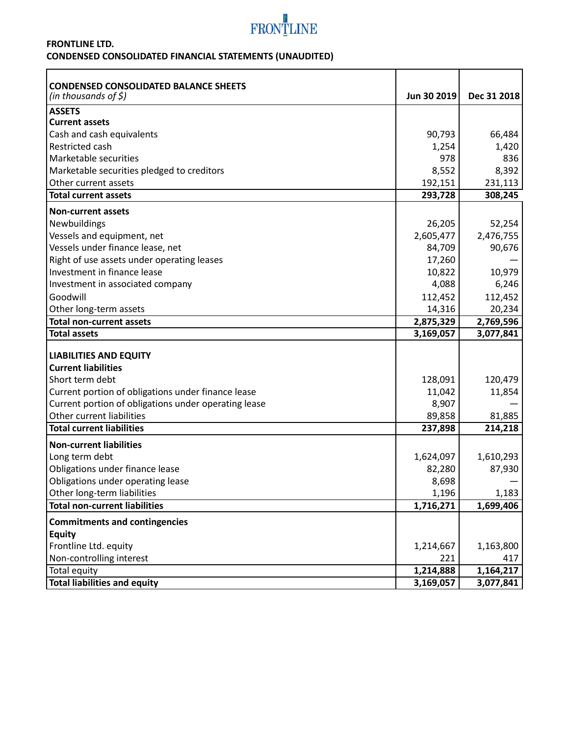FRONTLINE

**FRONTLINE LTD.**
**CONDENSED CONSOLIDATED FINANCIAL STATEMENTS (UNAUDITED)**

| **CONDENSED CONSOLIDATED BALANCE SHEETS** *(in thousands of $)* | **Jun 30 2019** | **Dec 31 2018** |
|---|---|---|
| **ASSETS** | | |
| **Current assets** | | |
| Cash and cash equivalents | 90,793 | 66,484 |
| Restricted cash | 1,254 | 1,420 |
| Marketable securities | 978 | 836 |
| Marketable securities pledged to creditors | 8,552 | 8,392 |
| Other current assets | 192,151 | 231,113 |
| **Total current assets** | **293,728** | **308,245** |
| **Non-current assets** | | |
| Newbuildings | 26,205 | 52,254 |
| Vessels and equipment, net | 2,605,477 | 2,476,755 |
| Vessels under finance lease, net | 84,709 | 90,676 |
| Right of use assets under operating leases | 17,260 | — |
| Investment in finance lease | 10,822 | 10,979 |
| Investment in associated company | 4,088 | 6,246 |
| Goodwill | 112,452 | 112,452 |
| Other long-term assets | 14,316 | 20,234 |
| **Total non-current assets** | **2,875,329** | **2,769,596** |
| **Total assets** | **3,169,057** | **3,077,841** |
| **LIABILITIES AND EQUITY** | | |
| **Current liabilities** | | |
| Short term debt | 128,091 | 120,479 |
| Current portion of obligations under finance lease | 11,042 | 11,854 |
| Current portion of obligations under operating lease | 8,907 | — |
| Other current liabilities | 89,858 | 81,885 |
| **Total current liabilities** | **237,898** | **214,218** |
| **Non-current liabilities** | | |
| Long term debt | 1,624,097 | 1,610,293 |
| Obligations under finance lease | 82,280 | 87,930 |
| Obligations under operating lease | 8,698 | — |
| Other long-term liabilities | 1,196 | 1,183 |
| **Total non-current liabilities** | **1,716,271** | **1,699,406** |
| **Commitments and contingencies** | | |
| **Equity** | | |
| Frontline Ltd. equity | 1,214,667 | 1,163,800 |
| Non-controlling interest | 221 | 417 |
| Total equity | **1,214,888** | **1,164,217** |
| **Total liabilities and equity** | **3,169,057** | **3,077,841** |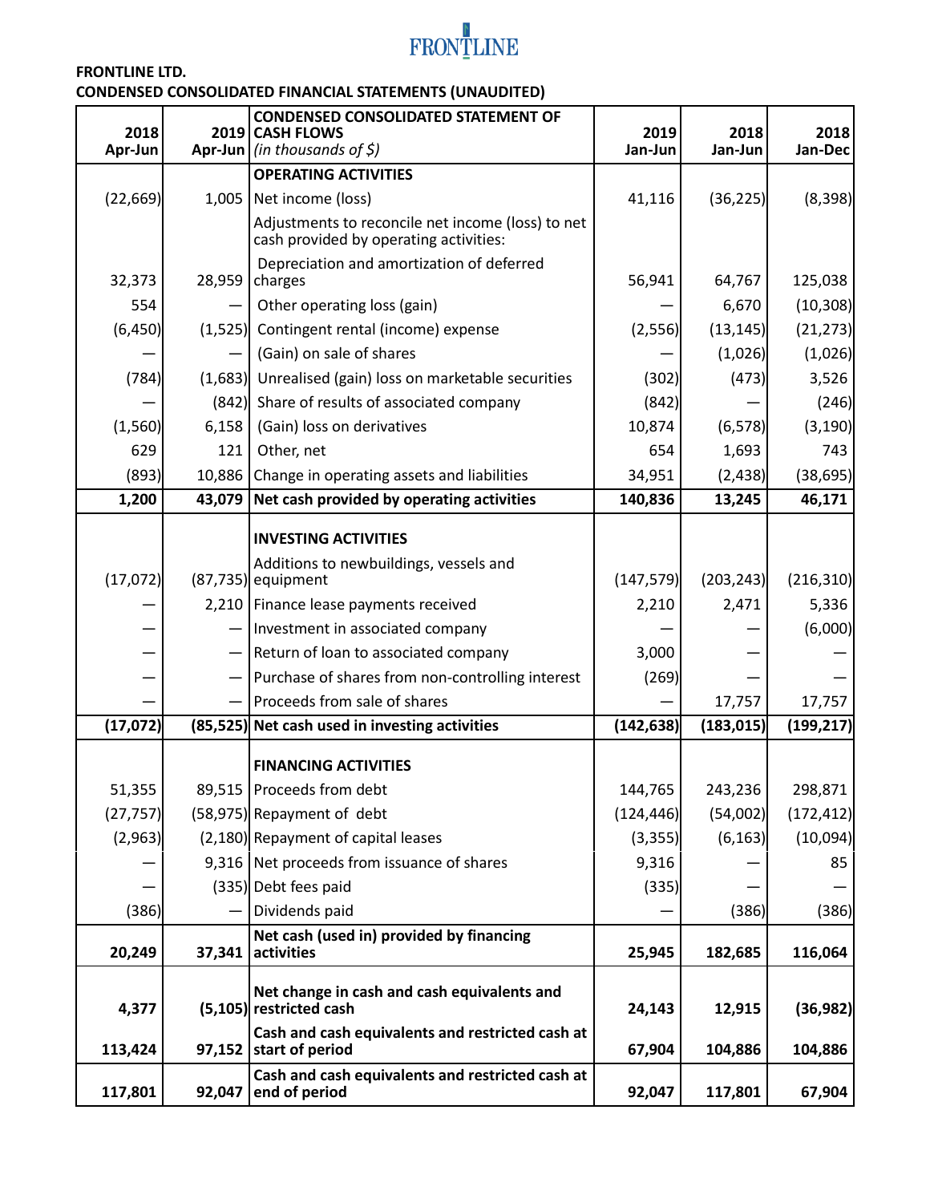FRONTLINE

**FRONTLINE LTD.**
**CONDENSED CONSOLIDATED FINANCIAL STATEMENTS (UNAUDITED)**

| 2018 Apr-Jun | 2019 Apr-Jun | **CONDENSED CONSOLIDATED STATEMENT OF CASH FLOWS** *(in thousands of $)* | 2019 Jan-Jun | 2018 Jan-Jun | 2018 Jan-Dec |
|---|---|---|---|---|---|
| | | **OPERATING ACTIVITIES** | | | |
| (22,669) | 1,005 | Net income (loss) | 41,116 | (36,225) | (8,398) |
| | | Adjustments to reconcile net income (loss) to net cash provided by operating activities: | | | |
| 32,373 | 28,959 | Depreciation and amortization of deferred charges | 56,941 | 64,767 | 125,038 |
| 554 | — | Other operating loss (gain) | — | 6,670 | (10,308) |
| (6,450) | (1,525) | Contingent rental (income) expense | (2,556) | (13,145) | (21,273) |
| — | — | (Gain) on sale of shares | — | (1,026) | (1,026) |
| (784) | (1,683) | Unrealised (gain) loss on marketable securities | (302) | (473) | 3,526 |
| — | (842) | Share of results of associated company | (842) | — | (246) |
| (1,560) | 6,158 | (Gain) loss on derivatives | 10,874 | (6,578) | (3,190) |
| 629 | 121 | Other, net | 654 | 1,693 | 743 |
| (893) | 10,886 | Change in operating assets and liabilities | 34,951 | (2,438) | (38,695) |
| **1,200** | **43,079** | **Net cash provided by operating activities** | **140,836** | **13,245** | **46,171** |
| | | **INVESTING ACTIVITIES** | | | |
| (17,072) | (87,735) | Additions to newbuildings, vessels and equipment | (147,579) | (203,243) | (216,310) |
| — | 2,210 | Finance lease payments received | 2,210 | 2,471 | 5,336 |
| — | — | Investment in associated company | — | — | (6,000) |
| — | — | Return of loan to associated company | 3,000 | — | — |
| — | — | Purchase of shares from non-controlling interest | (269) | — | — |
| — | — | Proceeds from sale of shares | — | 17,757 | 17,757 |
| **(17,072)** | **(85,525)** | **Net cash used in investing activities** | **(142,638)** | **(183,015)** | **(199,217)** |
| | | **FINANCING ACTIVITIES** | | | |
| 51,355 | 89,515 | Proceeds from debt | 144,765 | 243,236 | 298,871 |
| (27,757) | (58,975) | Repayment of debt | (124,446) | (54,002) | (172,412) |
| (2,963) | (2,180) | Repayment of capital leases | (3,355) | (6,163) | (10,094) |
| — | 9,316 | Net proceeds from issuance of shares | 9,316 | — | 85 |
| — | (335) | Debt fees paid | (335) | — | — |
| (386) | — | Dividends paid | — | (386) | (386) |
| **20,249** | **37,341** | **Net cash (used in) provided by financing activities** | **25,945** | **182,685** | **116,064** |
| **4,377** | **(5,105)** | **Net change in cash and cash equivalents and restricted cash** | **24,143** | **12,915** | **(36,982)** |
| **113,424** | **97,152** | **Cash and cash equivalents and restricted cash at start of period** | **67,904** | **104,886** | **104,886** |
| **117,801** | **92,047** | **Cash and cash equivalents and restricted cash at end of period** | **92,047** | **117,801** | **67,904** |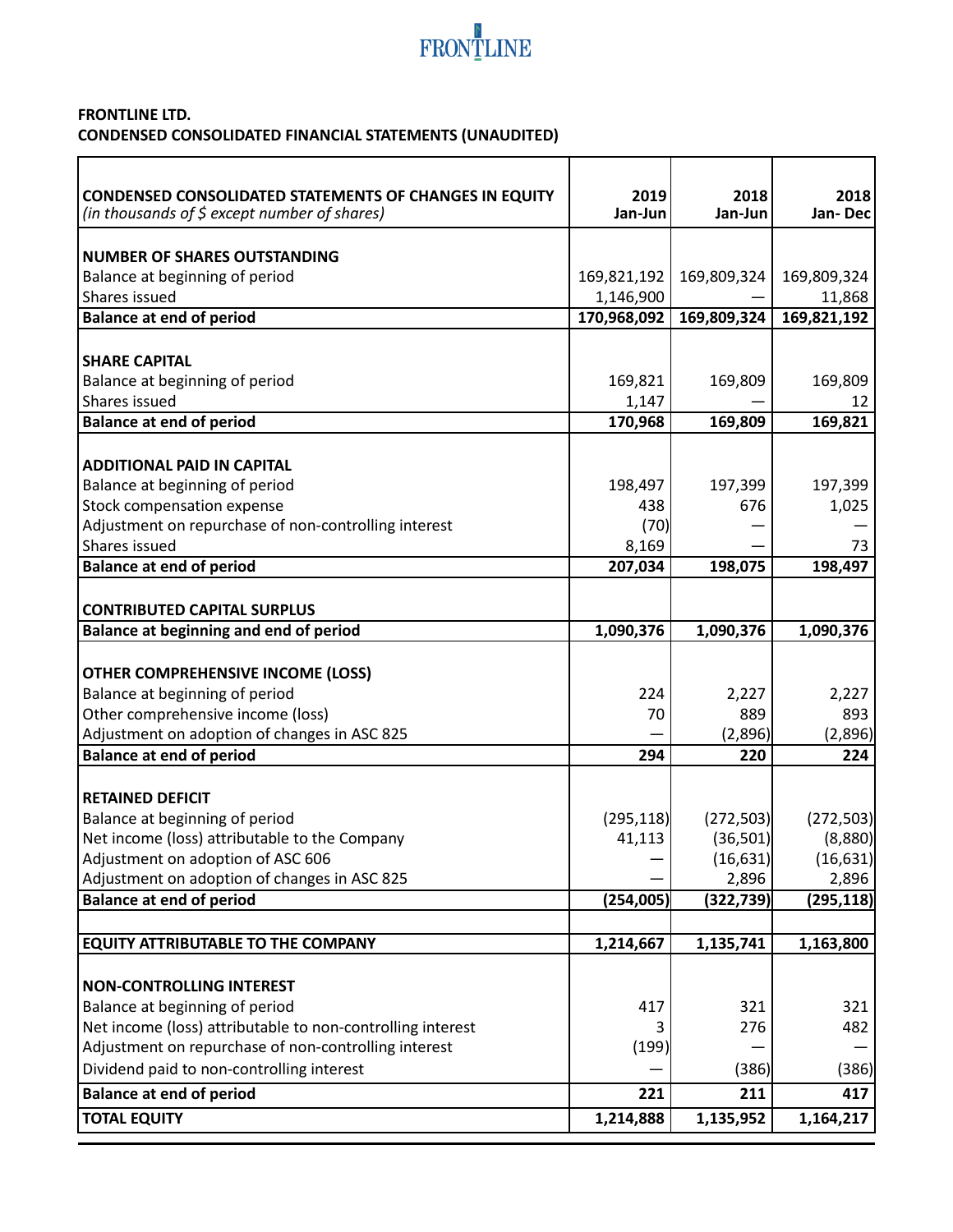**FRONTLINE LTD.**
**CONDENSED CONSOLIDATED FINANCIAL STATEMENTS (UNAUDITED)**

| **CONDENSED CONSOLIDATED STATEMENTS OF CHANGES IN EQUITY** *(in thousands of $ except number of shares)* | **2019 Jan-Jun** | **2018 Jan-Jun** | **2018 Jan- Dec** |
|---|---|---|---|
| **NUMBER OF SHARES OUTSTANDING** | | | |
| Balance at beginning of period | 169,821,192 | 169,809,324 | 169,809,324 |
| Shares issued | 1,146,900 | — | 11,868 |
| **Balance at end of period** | **170,968,092** | **169,809,324** | **169,821,192** |
| **SHARE CAPITAL** | | | |
| Balance at beginning of period | 169,821 | 169,809 | 169,809 |
| Shares issued | 1,147 | — | 12 |
| **Balance at end of period** | **170,968** | **169,809** | **169,821** |
| **ADDITIONAL PAID IN CAPITAL** | | | |
| Balance at beginning of period | 198,497 | 197,399 | 197,399 |
| Stock compensation expense | 438 | 676 | 1,025 |
| Adjustment on repurchase of non-controlling interest | (70) | — | — |
| Shares issued | 8,169 | — | 73 |
| **Balance at end of period** | **207,034** | **198,075** | **198,497** |
| **CONTRIBUTED CAPITAL SURPLUS** | | | |
| **Balance at beginning and end of period** | **1,090,376** | **1,090,376** | **1,090,376** |
| **OTHER COMPREHENSIVE INCOME (LOSS)** | | | |
| Balance at beginning of period | 224 | 2,227 | 2,227 |
| Other comprehensive income (loss) | 70 | 889 | 893 |
| Adjustment on adoption of changes in ASC 825 | — | (2,896) | (2,896) |
| **Balance at end of period** | **294** | **220** | **224** |
| **RETAINED DEFICIT** | | | |
| Balance at beginning of period | (295,118) | (272,503) | (272,503) |
| Net income (loss) attributable to the Company | 41,113 | (36,501) | (8,880) |
| Adjustment on adoption of ASC 606 | — | (16,631) | (16,631) |
| Adjustment on adoption of changes in ASC 825 | — | 2,896 | 2,896 |
| **Balance at end of period** | **(254,005)** | **(322,739)** | **(295,118)** |
| **EQUITY ATTRIBUTABLE TO THE COMPANY** | **1,214,667** | **1,135,741** | **1,163,800** |
| **NON-CONTROLLING INTEREST** | | | |
| Balance at beginning of period | 417 | 321 | 321 |
| Net income (loss) attributable to non-controlling interest | 3 | 276 | 482 |
| Adjustment on repurchase of non-controlling interest | (199) | — | — |
| Dividend paid to non-controlling interest | — | (386) | (386) |
| **Balance at end of period** | **221** | **211** | **417** |
| **TOTAL EQUITY** | **1,214,888** | **1,135,952** | **1,164,217** |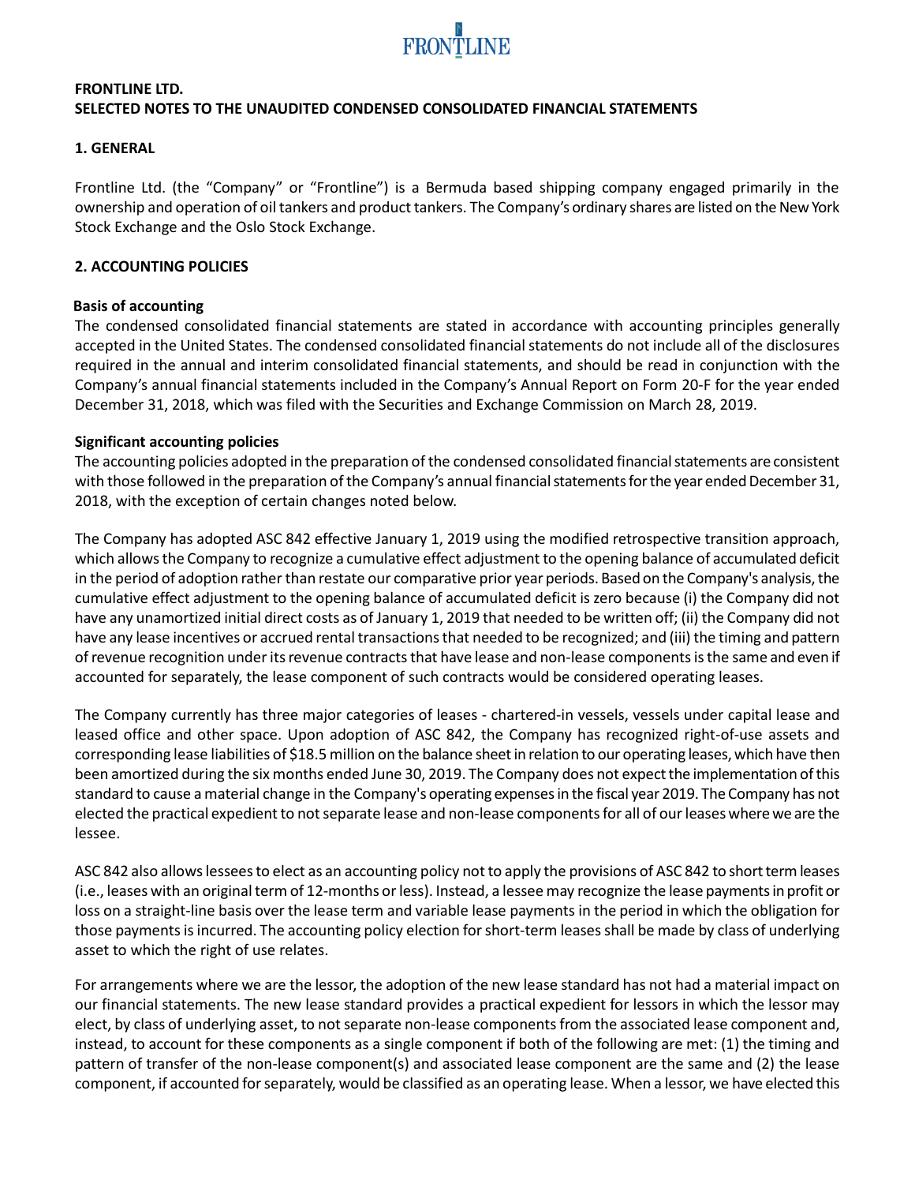## FRONTLINE LTD.
## SELECTED NOTES TO THE UNAUDITED CONDENSED CONSOLIDATED FINANCIAL STATEMENTS

### 1. GENERAL

Frontline Ltd. (the "Company" or "Frontline") is a Bermuda based shipping company engaged primarily in the ownership and operation of oil tankers and product tankers. The Company's ordinary shares are listed on the New York Stock Exchange and the Oslo Stock Exchange.

### 2. ACCOUNTING POLICIES

**Basis of accounting**

The condensed consolidated financial statements are stated in accordance with accounting principles generally accepted in the United States. The condensed consolidated financial statements do not include all of the disclosures required in the annual and interim consolidated financial statements, and should be read in conjunction with the Company's annual financial statements included in the Company's Annual Report on Form 20-F for the year ended December 31, 2018, which was filed with the Securities and Exchange Commission on March 28, 2019.

**Significant accounting policies**

The accounting policies adopted in the preparation of the condensed consolidated financial statements are consistent with those followed in the preparation of the Company's annual financial statements for the year ended December 31, 2018, with the exception of certain changes noted below.

The Company has adopted ASC 842 effective January 1, 2019 using the modified retrospective transition approach, which allows the Company to recognize a cumulative effect adjustment to the opening balance of accumulated deficit in the period of adoption rather than restate our comparative prior year periods. Based on the Company's analysis, the cumulative effect adjustment to the opening balance of accumulated deficit is zero because (i) the Company did not have any unamortized initial direct costs as of January 1, 2019 that needed to be written off; (ii) the Company did not have any lease incentives or accrued rental transactions that needed to be recognized; and (iii) the timing and pattern of revenue recognition under its revenue contracts that have lease and non-lease components is the same and even if accounted for separately, the lease component of such contracts would be considered operating leases.

The Company currently has three major categories of leases - chartered-in vessels, vessels under capital lease and leased office and other space. Upon adoption of ASC 842, the Company has recognized right-of-use assets and corresponding lease liabilities of $18.5 million on the balance sheet in relation to our operating leases, which have then been amortized during the six months ended June 30, 2019. The Company does not expect the implementation of this standard to cause a material change in the Company's operating expenses in the fiscal year 2019. The Company has not elected the practical expedient to not separate lease and non-lease components for all of our leases where we are the lessee.

ASC 842 also allows lessees to elect as an accounting policy not to apply the provisions of ASC 842 to short term leases (i.e., leases with an original term of 12-months or less). Instead, a lessee may recognize the lease payments in profit or loss on a straight-line basis over the lease term and variable lease payments in the period in which the obligation for those payments is incurred. The accounting policy election for short-term leases shall be made by class of underlying asset to which the right of use relates.

For arrangements where we are the lessor, the adoption of the new lease standard has not had a material impact on our financial statements. The new lease standard provides a practical expedient for lessors in which the lessor may elect, by class of underlying asset, to not separate non-lease components from the associated lease component and, instead, to account for these components as a single component if both of the following are met: (1) the timing and pattern of transfer of the non-lease component(s) and associated lease component are the same and (2) the lease component, if accounted for separately, would be classified as an operating lease. When a lessor, we have elected this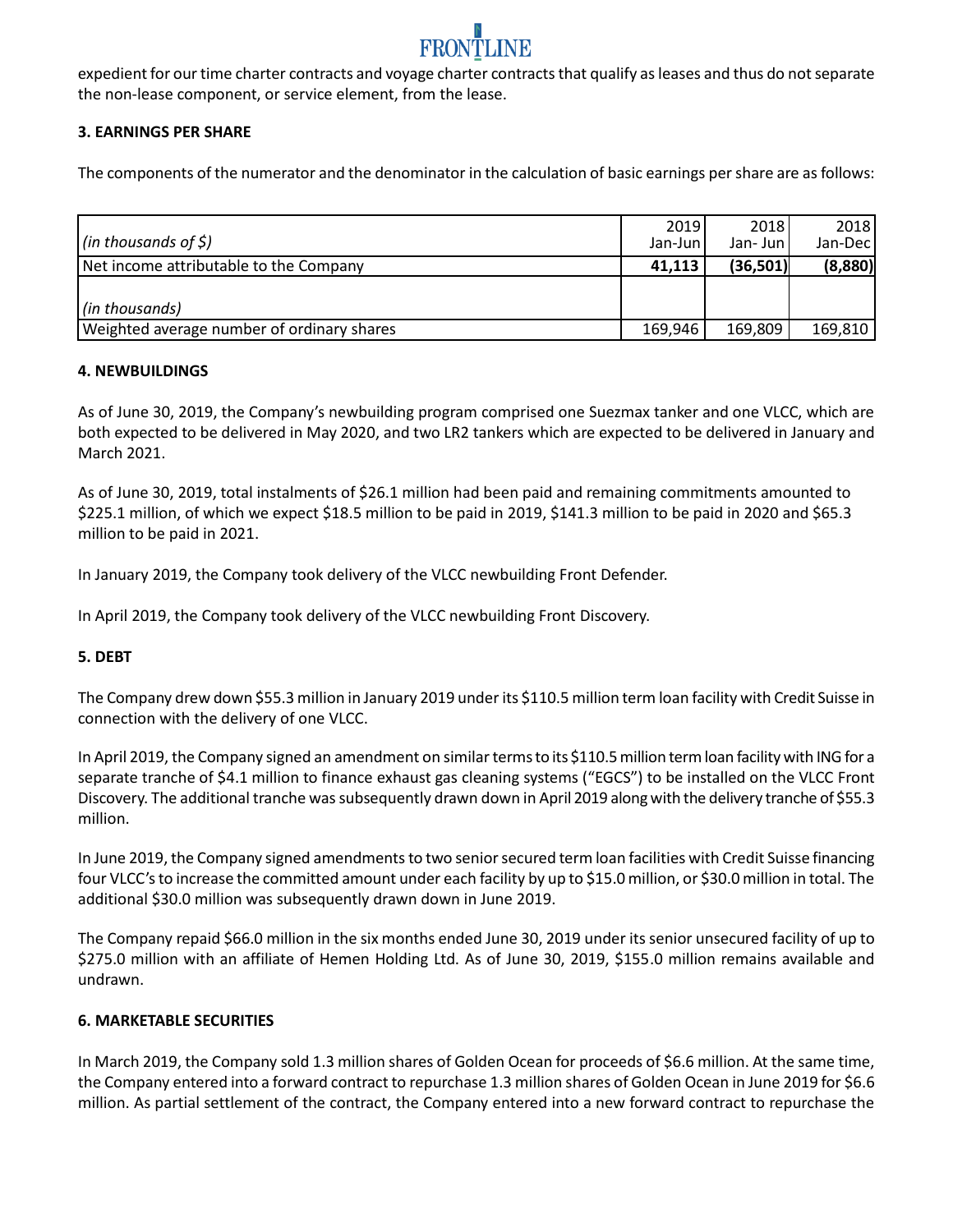expedient for our time charter contracts and voyage charter contracts that qualify as leases and thus do not separate the non-lease component, or service element, from the lease.

**3. EARNINGS PER SHARE**

The components of the numerator and the denominator in the calculation of basic earnings per share are as follows:

| *(in thousands of $)* | 2019 Jan-Jun | 2018 Jan- Jun | 2018 Jan-Dec |
|---|---|---|---|
| Net income attributable to the Company | **41,113** | **(36,501)** | **(8,880)** |
| *(in thousands)* | | | |
| Weighted average number of ordinary shares | 169,946 | 169,809 | 169,810 |

**4. NEWBUILDINGS**

As of June 30, 2019, the Company's newbuilding program comprised one Suezmax tanker and one VLCC, which are both expected to be delivered in May 2020, and two LR2 tankers which are expected to be delivered in January and March 2021.

As of June 30, 2019, total instalments of $26.1 million had been paid and remaining commitments amounted to $225.1 million, of which we expect $18.5 million to be paid in 2019, $141.3 million to be paid in 2020 and $65.3 million to be paid in 2021.

In January 2019, the Company took delivery of the VLCC newbuilding Front Defender.

In April 2019, the Company took delivery of the VLCC newbuilding Front Discovery.

**5. DEBT**

The Company drew down $55.3 million in January 2019 under its $110.5 million term loan facility with Credit Suisse in connection with the delivery of one VLCC.

In April 2019, the Company signed an amendment on similar terms to its $110.5 million term loan facility with ING for a separate tranche of $4.1 million to finance exhaust gas cleaning systems ("EGCS") to be installed on the VLCC Front Discovery. The additional tranche was subsequently drawn down in April 2019 along with the delivery tranche of $55.3 million.

In June 2019, the Company signed amendments to two senior secured term loan facilities with Credit Suisse financing four VLCC's to increase the committed amount under each facility by up to $15.0 million, or $30.0 million in total. The additional $30.0 million was subsequently drawn down in June 2019.

The Company repaid $66.0 million in the six months ended June 30, 2019 under its senior unsecured facility of up to $275.0 million with an affiliate of Hemen Holding Ltd. As of June 30, 2019, $155.0 million remains available and undrawn.

**6. MARKETABLE SECURITIES**

In March 2019, the Company sold 1.3 million shares of Golden Ocean for proceeds of $6.6 million. At the same time, the Company entered into a forward contract to repurchase 1.3 million shares of Golden Ocean in June 2019 for $6.6 million. As partial settlement of the contract, the Company entered into a new forward contract to repurchase the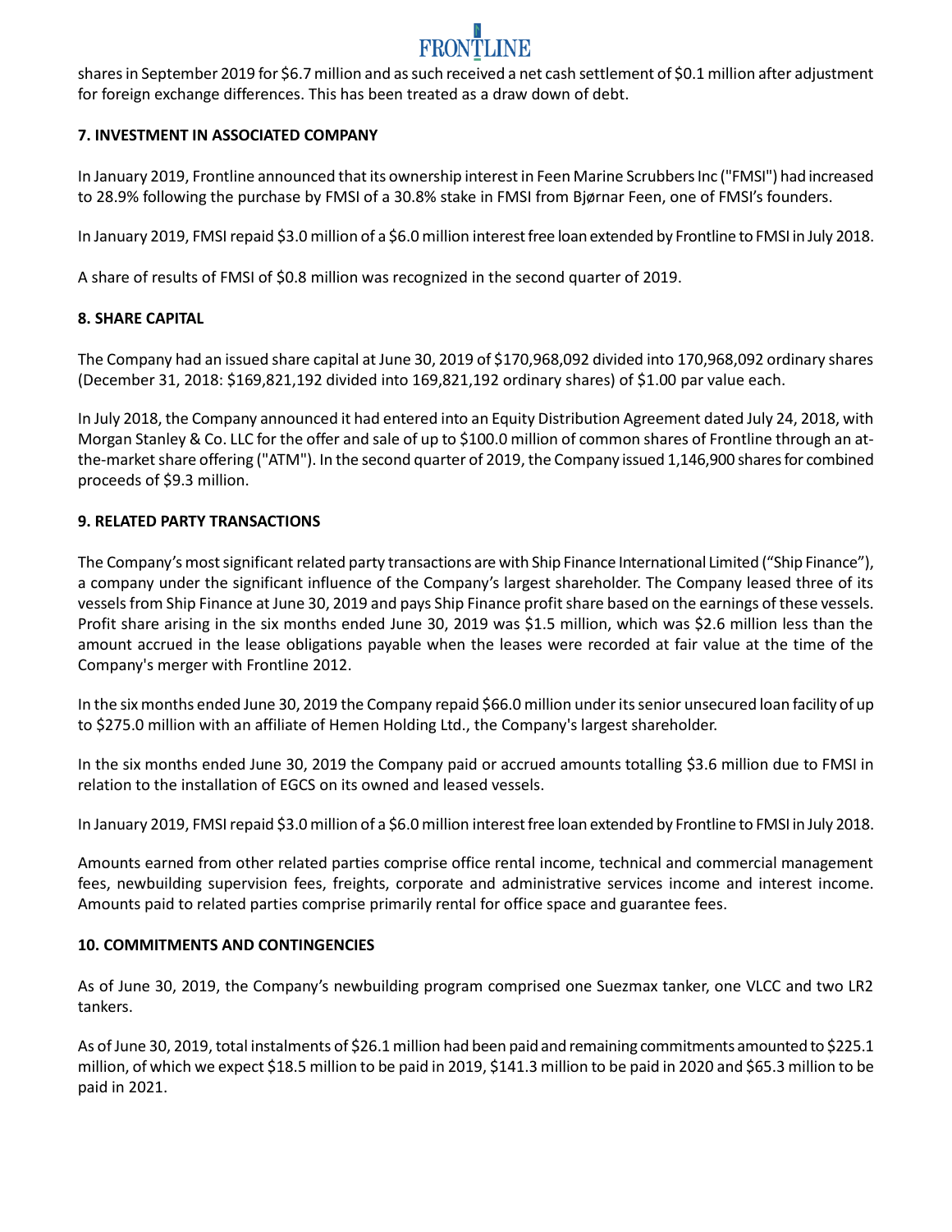shares in September 2019 for $6.7 million and as such received a net cash settlement of $0.1 million after adjustment for foreign exchange differences. This has been treated as a draw down of debt.

**7. INVESTMENT IN ASSOCIATED COMPANY**

In January 2019, Frontline announced that its ownership interest in Feen Marine Scrubbers Inc ("FMSI") had increased to 28.9% following the purchase by FMSI of a 30.8% stake in FMSI from Bjørnar Feen, one of FMSI's founders.

In January 2019, FMSI repaid $3.0 million of a $6.0 million interest free loan extended by Frontline to FMSI in July 2018.

A share of results of FMSI of $0.8 million was recognized in the second quarter of 2019.

**8. SHARE CAPITAL**

The Company had an issued share capital at June 30, 2019 of $170,968,092 divided into 170,968,092 ordinary shares (December 31, 2018: $169,821,192 divided into 169,821,192 ordinary shares) of $1.00 par value each.

In July 2018, the Company announced it had entered into an Equity Distribution Agreement dated July 24, 2018, with Morgan Stanley & Co. LLC for the offer and sale of up to $100.0 million of common shares of Frontline through an at-the-market share offering ("ATM"). In the second quarter of 2019, the Company issued 1,146,900 shares for combined proceeds of $9.3 million.

**9. RELATED PARTY TRANSACTIONS**

The Company's most significant related party transactions are with Ship Finance International Limited ("Ship Finance"), a company under the significant influence of the Company's largest shareholder. The Company leased three of its vessels from Ship Finance at June 30, 2019 and pays Ship Finance profit share based on the earnings of these vessels. Profit share arising in the six months ended June 30, 2019 was $1.5 million, which was $2.6 million less than the amount accrued in the lease obligations payable when the leases were recorded at fair value at the time of the Company's merger with Frontline 2012.

In the six months ended June 30, 2019 the Company repaid $66.0 million under its senior unsecured loan facility of up to $275.0 million with an affiliate of Hemen Holding Ltd., the Company's largest shareholder.

In the six months ended June 30, 2019 the Company paid or accrued amounts totalling $3.6 million due to FMSI in relation to the installation of EGCS on its owned and leased vessels.

In January 2019, FMSI repaid $3.0 million of a $6.0 million interest free loan extended by Frontline to FMSI in July 2018.

Amounts earned from other related parties comprise office rental income, technical and commercial management fees, newbuilding supervision fees, freights, corporate and administrative services income and interest income. Amounts paid to related parties comprise primarily rental for office space and guarantee fees.

**10. COMMITMENTS AND CONTINGENCIES**

As of June 30, 2019, the Company's newbuilding program comprised one Suezmax tanker, one VLCC and two LR2 tankers.

As of June 30, 2019, total instalments of $26.1 million had been paid and remaining commitments amounted to $225.1 million, of which we expect $18.5 million to be paid in 2019, $141.3 million to be paid in 2020 and $65.3 million to be paid in 2021.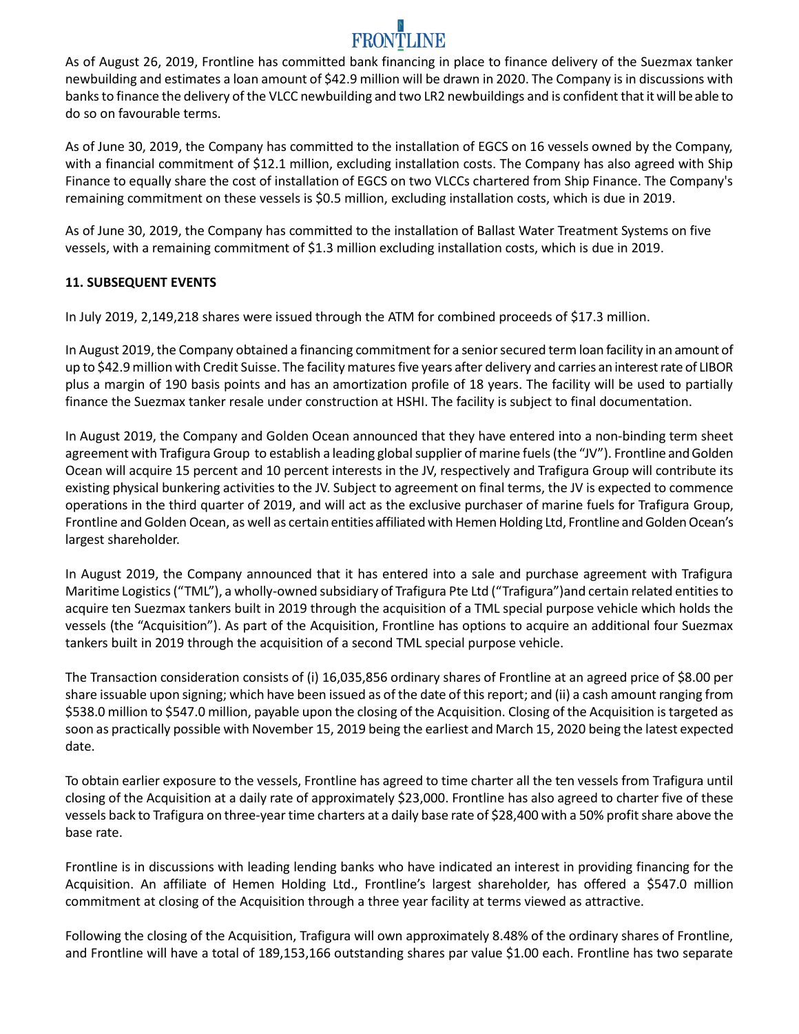As of August 26, 2019, Frontline has committed bank financing in place to finance delivery of the Suezmax tanker newbuilding and estimates a loan amount of $42.9 million will be drawn in 2020. The Company is in discussions with banks to finance the delivery of the VLCC newbuilding and two LR2 newbuildings and is confident that it will be able to do so on favourable terms.

As of June 30, 2019, the Company has committed to the installation of EGCS on 16 vessels owned by the Company, with a financial commitment of $12.1 million, excluding installation costs. The Company has also agreed with Ship Finance to equally share the cost of installation of EGCS on two VLCCs chartered from Ship Finance. The Company's remaining commitment on these vessels is $0.5 million, excluding installation costs, which is due in 2019.

As of June 30, 2019, the Company has committed to the installation of Ballast Water Treatment Systems on five vessels, with a remaining commitment of $1.3 million excluding installation costs, which is due in 2019.

**11. SUBSEQUENT EVENTS**

In July 2019, 2,149,218 shares were issued through the ATM for combined proceeds of $17.3 million.

In August 2019, the Company obtained a financing commitment for a senior secured term loan facility in an amount of up to $42.9 million with Credit Suisse. The facility matures five years after delivery and carries an interest rate of LIBOR plus a margin of 190 basis points and has an amortization profile of 18 years. The facility will be used to partially finance the Suezmax tanker resale under construction at HSHI. The facility is subject to final documentation.

In August 2019, the Company and Golden Ocean announced that they have entered into a non-binding term sheet agreement with Trafigura Group to establish a leading global supplier of marine fuels (the "JV"). Frontline and Golden Ocean will acquire 15 percent and 10 percent interests in the JV, respectively and Trafigura Group will contribute its existing physical bunkering activities to the JV. Subject to agreement on final terms, the JV is expected to commence operations in the third quarter of 2019, and will act as the exclusive purchaser of marine fuels for Trafigura Group, Frontline and Golden Ocean, as well as certain entities affiliated with Hemen Holding Ltd, Frontline and Golden Ocean's largest shareholder.

In August 2019, the Company announced that it has entered into a sale and purchase agreement with Trafigura Maritime Logistics ("TML"), a wholly-owned subsidiary of Trafigura Pte Ltd ("Trafigura")and certain related entities to acquire ten Suezmax tankers built in 2019 through the acquisition of a TML special purpose vehicle which holds the vessels (the "Acquisition"). As part of the Acquisition, Frontline has options to acquire an additional four Suezmax tankers built in 2019 through the acquisition of a second TML special purpose vehicle.

The Transaction consideration consists of (i) 16,035,856 ordinary shares of Frontline at an agreed price of $8.00 per share issuable upon signing; which have been issued as of the date of this report; and (ii) a cash amount ranging from $538.0 million to $547.0 million, payable upon the closing of the Acquisition. Closing of the Acquisition is targeted as soon as practically possible with November 15, 2019 being the earliest and March 15, 2020 being the latest expected date.

To obtain earlier exposure to the vessels, Frontline has agreed to time charter all the ten vessels from Trafigura until closing of the Acquisition at a daily rate of approximately $23,000. Frontline has also agreed to charter five of these vessels back to Trafigura on three-year time charters at a daily base rate of $28,400 with a 50% profit share above the base rate.

Frontline is in discussions with leading lending banks who have indicated an interest in providing financing for the Acquisition. An affiliate of Hemen Holding Ltd., Frontline's largest shareholder, has offered a $547.0 million commitment at closing of the Acquisition through a three year facility at terms viewed as attractive.

Following the closing of the Acquisition, Trafigura will own approximately 8.48% of the ordinary shares of Frontline, and Frontline will have a total of 189,153,166 outstanding shares par value $1.00 each. Frontline has two separate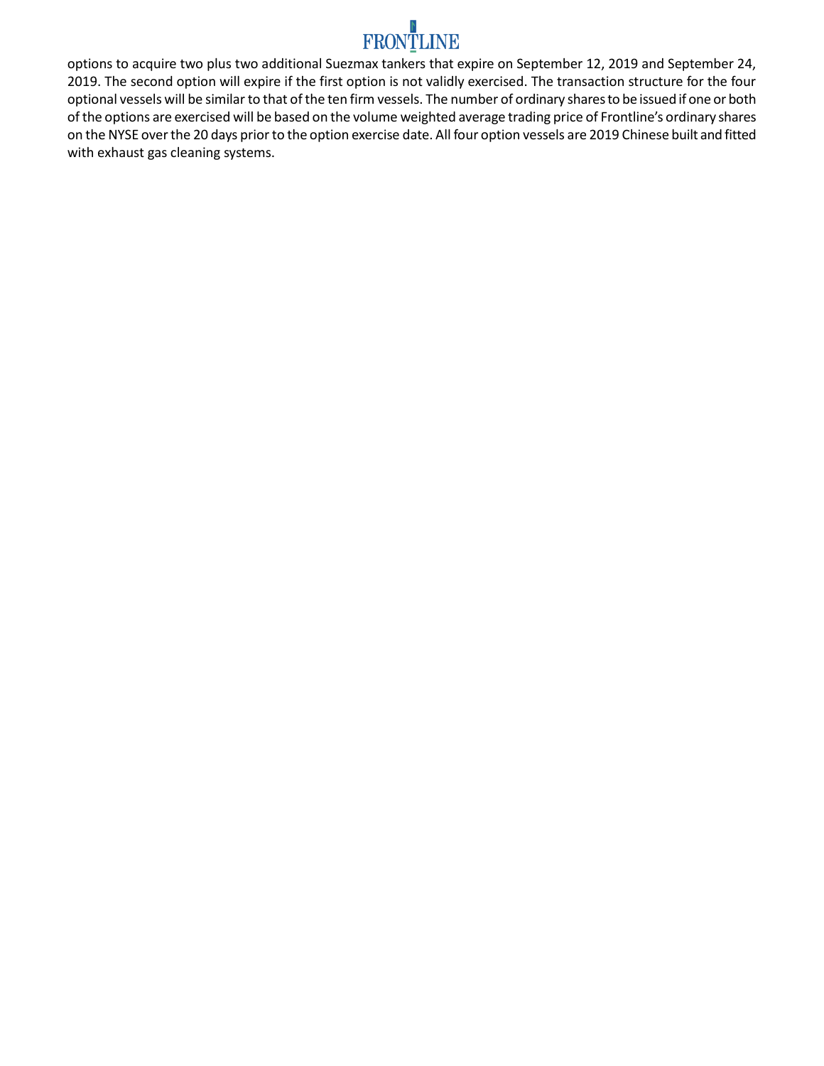options to acquire two plus two additional Suezmax tankers that expire on September 12, 2019 and September 24, 2019. The second option will expire if the first option is not validly exercised. The transaction structure for the four optional vessels will be similar to that of the ten firm vessels. The number of ordinary shares to be issued if one or both of the options are exercised will be based on the volume weighted average trading price of Frontline's ordinary shares on the NYSE over the 20 days prior to the option exercise date. All four option vessels are 2019 Chinese built and fitted with exhaust gas cleaning systems.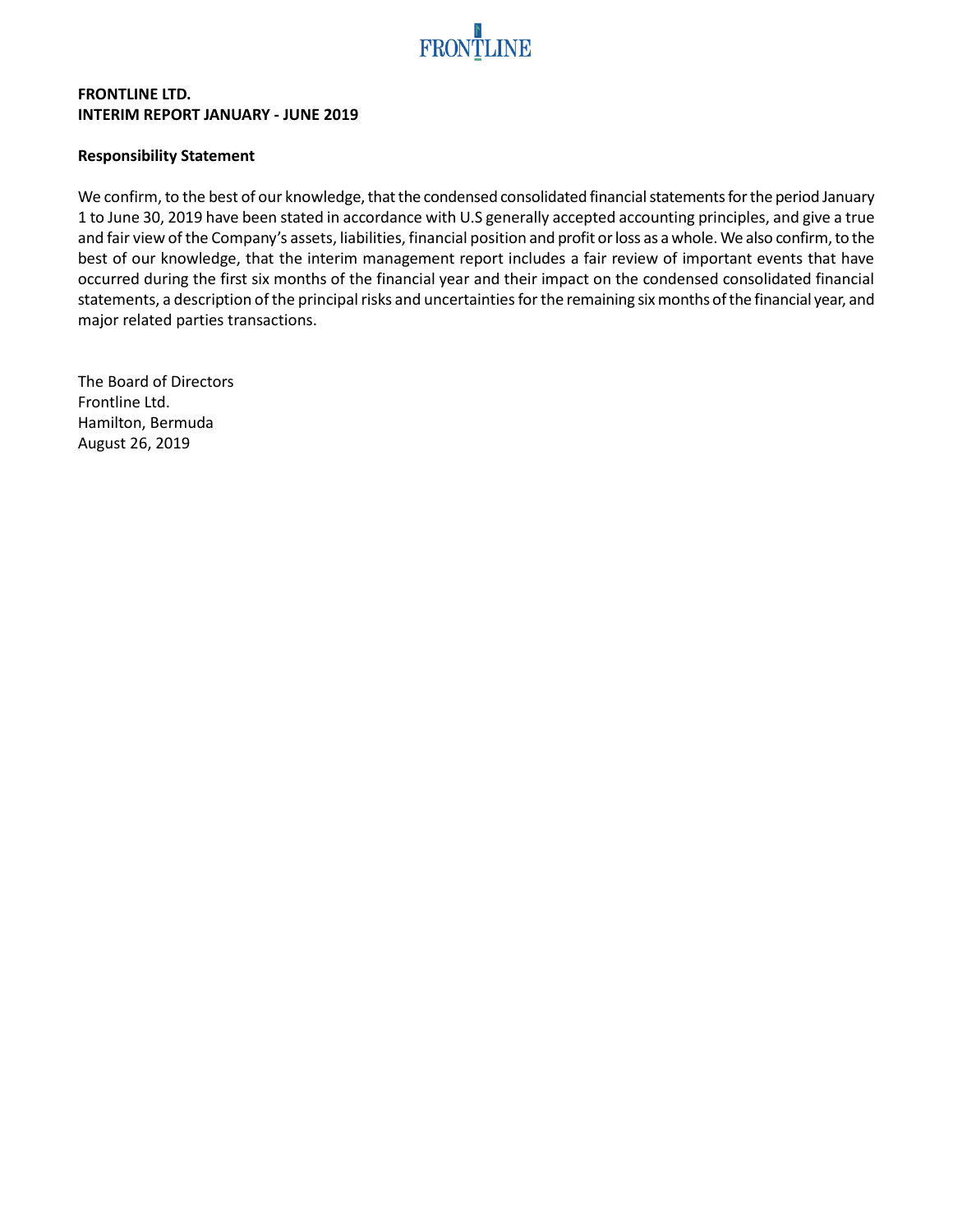**FRONTLINE LTD.**
**INTERIM REPORT JANUARY - JUNE 2019**

**Responsibility Statement**

We confirm, to the best of our knowledge, that the condensed consolidated financial statements for the period January 1 to June 30, 2019 have been stated in accordance with U.S generally accepted accounting principles, and give a true and fair view of the Company's assets, liabilities, financial position and profit or loss as a whole. We also confirm, to the best of our knowledge, that the interim management report includes a fair review of important events that have occurred during the first six months of the financial year and their impact on the condensed consolidated financial statements, a description of the principal risks and uncertainties for the remaining six months of the financial year, and major related parties transactions.

The Board of Directors
Frontline Ltd.
Hamilton, Bermuda
August 26, 2019